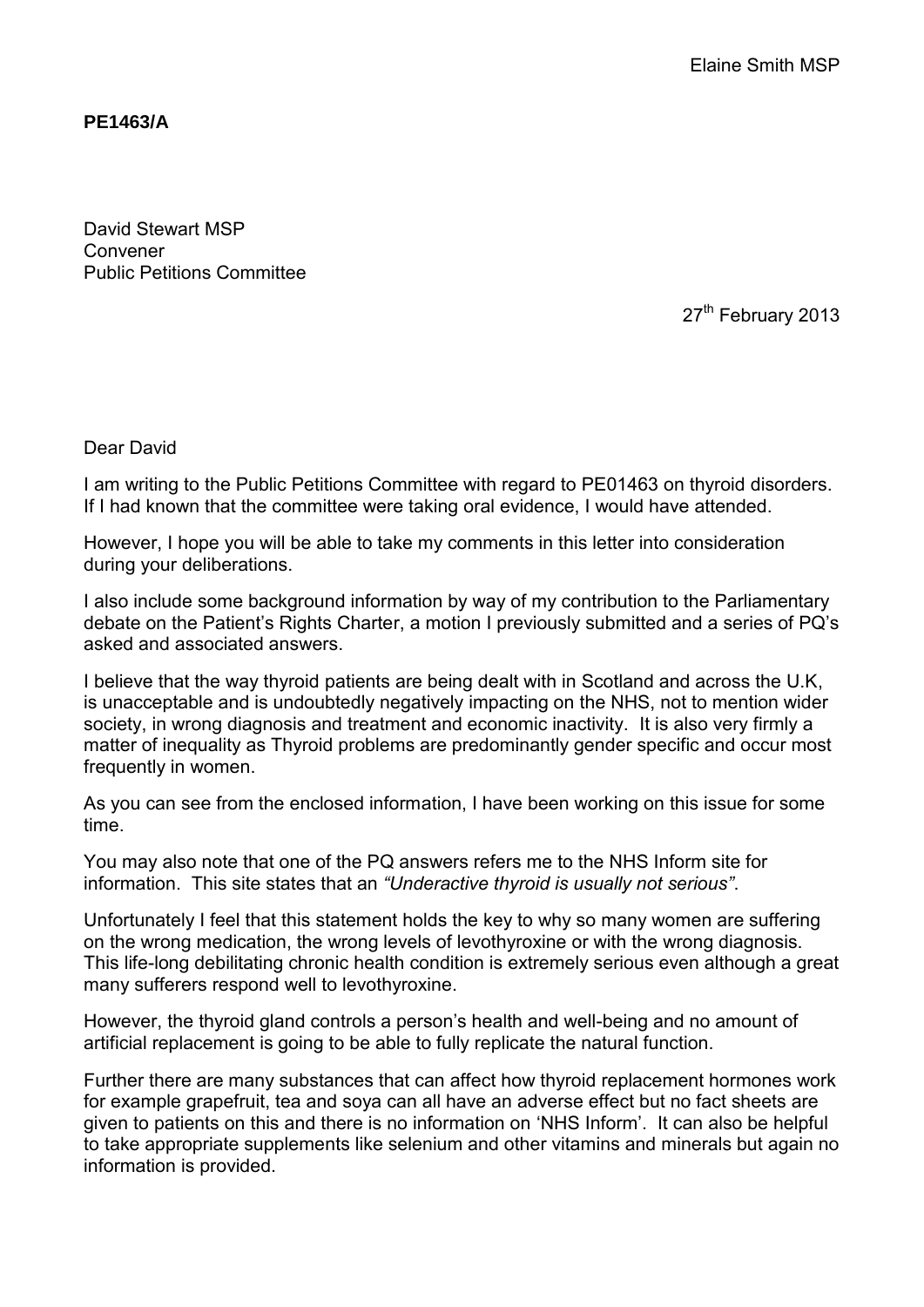Elaine Smith MSP

**PE1463/A**

David Stewart MSP
Convener
Public Petitions Committee

27th February 2013

Dear David

I am writing to the Public Petitions Committee with regard to PE01463 on thyroid disorders. If I had known that the committee were taking oral evidence, I would have attended.

However, I hope you will be able to take my comments in this letter into consideration during your deliberations.

I also include some background information by way of my contribution to the Parliamentary debate on the Patient's Rights Charter, a motion I previously submitted and a series of PQ's asked and associated answers.

I believe that the way thyroid patients are being dealt with in Scotland and across the U.K, is unacceptable and is undoubtedly negatively impacting on the NHS, not to mention wider society, in wrong diagnosis and treatment and economic inactivity. It is also very firmly a matter of inequality as Thyroid problems are predominantly gender specific and occur most frequently in women.

As you can see from the enclosed information, I have been working on this issue for some time.

You may also note that one of the PQ answers refers me to the NHS Inform site for information. This site states that an *"Underactive thyroid is usually not serious"*.

Unfortunately I feel that this statement holds the key to why so many women are suffering on the wrong medication, the wrong levels of levothyroxine or with the wrong diagnosis. This life-long debilitating chronic health condition is extremely serious even although a great many sufferers respond well to levothyroxine.

However, the thyroid gland controls a person's health and well-being and no amount of artificial replacement is going to be able to fully replicate the natural function.

Further there are many substances that can affect how thyroid replacement hormones work for example grapefruit, tea and soya can all have an adverse effect but no fact sheets are given to patients on this and there is no information on 'NHS Inform'. It can also be helpful to take appropriate supplements like selenium and other vitamins and minerals but again no information is provided.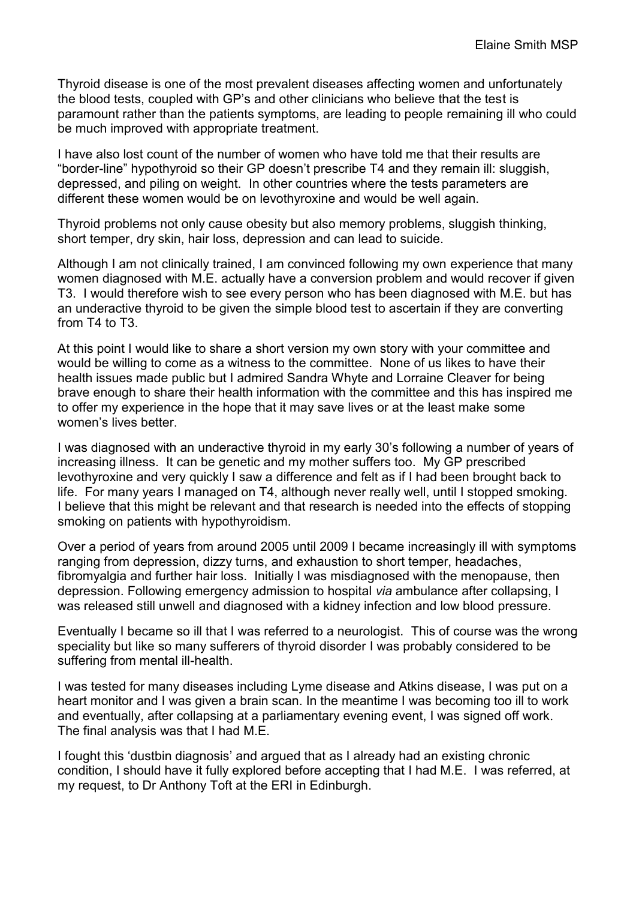Thyroid disease is one of the most prevalent diseases affecting women and unfortunately the blood tests, coupled with GP's and other clinicians who believe that the test is paramount rather than the patients symptoms, are leading to people remaining ill who could be much improved with appropriate treatment.

I have also lost count of the number of women who have told me that their results are "border-line" hypothyroid so their GP doesn't prescribe T4 and they remain ill: sluggish, depressed, and piling on weight. In other countries where the tests parameters are different these women would be on levothyroxine and would be well again.

Thyroid problems not only cause obesity but also memory problems, sluggish thinking, short temper, dry skin, hair loss, depression and can lead to suicide.

Although I am not clinically trained, I am convinced following my own experience that many women diagnosed with M.E. actually have a conversion problem and would recover if given T3. I would therefore wish to see every person who has been diagnosed with M.E. but has an underactive thyroid to be given the simple blood test to ascertain if they are converting from T4 to T3.

At this point I would like to share a short version my own story with your committee and would be willing to come as a witness to the committee. None of us likes to have their health issues made public but I admired Sandra Whyte and Lorraine Cleaver for being brave enough to share their health information with the committee and this has inspired me to offer my experience in the hope that it may save lives or at the least make some women's lives better.

I was diagnosed with an underactive thyroid in my early 30's following a number of years of increasing illness. It can be genetic and my mother suffers too. My GP prescribed levothyroxine and very quickly I saw a difference and felt as if I had been brought back to life. For many years I managed on T4, although never really well, until I stopped smoking. I believe that this might be relevant and that research is needed into the effects of stopping smoking on patients with hypothyroidism.

Over a period of years from around 2005 until 2009 I became increasingly ill with symptoms ranging from depression, dizzy turns, and exhaustion to short temper, headaches, fibromyalgia and further hair loss. Initially I was misdiagnosed with the menopause, then depression. Following emergency admission to hospital *via* ambulance after collapsing, I was released still unwell and diagnosed with a kidney infection and low blood pressure.

Eventually I became so ill that I was referred to a neurologist. This of course was the wrong speciality but like so many sufferers of thyroid disorder I was probably considered to be suffering from mental ill-health.

I was tested for many diseases including Lyme disease and Atkins disease, I was put on a heart monitor and I was given a brain scan. In the meantime I was becoming too ill to work and eventually, after collapsing at a parliamentary evening event, I was signed off work. The final analysis was that I had M.E.

I fought this 'dustbin diagnosis' and argued that as I already had an existing chronic condition, I should have it fully explored before accepting that I had M.E. I was referred, at my request, to Dr Anthony Toft at the ERI in Edinburgh.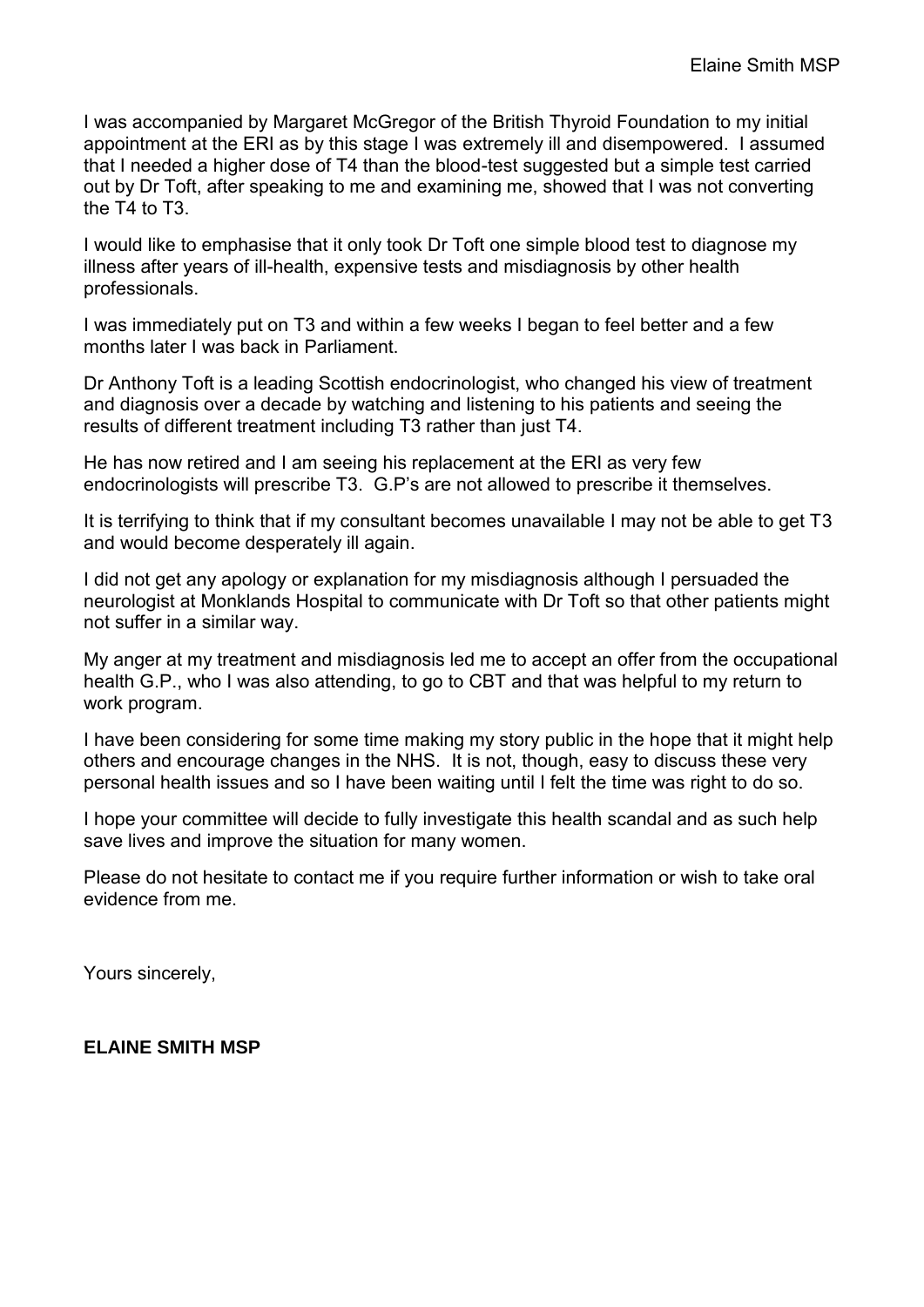I was accompanied by Margaret McGregor of the British Thyroid Foundation to my initial appointment at the ERI as by this stage I was extremely ill and disempowered. I assumed that I needed a higher dose of T4 than the blood-test suggested but a simple test carried out by Dr Toft, after speaking to me and examining me, showed that I was not converting the T4 to T3.

I would like to emphasise that it only took Dr Toft one simple blood test to diagnose my illness after years of ill-health, expensive tests and misdiagnosis by other health professionals.

I was immediately put on T3 and within a few weeks I began to feel better and a few months later I was back in Parliament.

Dr Anthony Toft is a leading Scottish endocrinologist, who changed his view of treatment and diagnosis over a decade by watching and listening to his patients and seeing the results of different treatment including T3 rather than just T4.

He has now retired and I am seeing his replacement at the ERI as very few endocrinologists will prescribe T3. G.P's are not allowed to prescribe it themselves.

It is terrifying to think that if my consultant becomes unavailable I may not be able to get T3 and would become desperately ill again.

I did not get any apology or explanation for my misdiagnosis although I persuaded the neurologist at Monklands Hospital to communicate with Dr Toft so that other patients might not suffer in a similar way.

My anger at my treatment and misdiagnosis led me to accept an offer from the occupational health G.P., who I was also attending, to go to CBT and that was helpful to my return to work program.

I have been considering for some time making my story public in the hope that it might help others and encourage changes in the NHS. It is not, though, easy to discuss these very personal health issues and so I have been waiting until I felt the time was right to do so.

I hope your committee will decide to fully investigate this health scandal and as such help save lives and improve the situation for many women.

Please do not hesitate to contact me if you require further information or wish to take oral evidence from me.

Yours sincerely,

**ELAINE SMITH MSP**